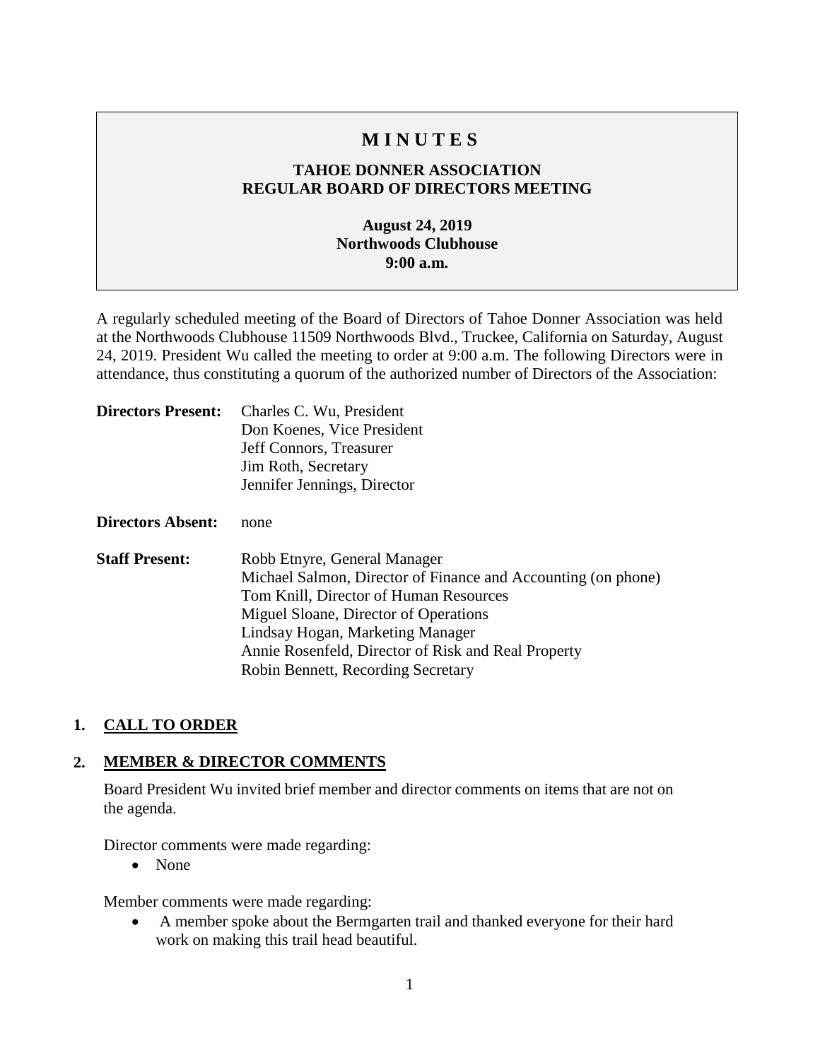# M I N U T E S

## TAHOE DONNER ASSOCIATION
## REGULAR BOARD OF DIRECTORS MEETING

**August 24, 2019**
**Northwoods Clubhouse**
**9:00 a.m.**

A regularly scheduled meeting of the Board of Directors of Tahoe Donner Association was held at the Northwoods Clubhouse 11509 Northwoods Blvd., Truckee, California on Saturday, August 24, 2019. President Wu called the meeting to order at 9:00 a.m. The following Directors were in attendance, thus constituting a quorum of the authorized number of Directors of the Association:

**Directors Present:** Charles C. Wu, President
Don Koenes, Vice President
Jeff Connors, Treasurer
Jim Roth, Secretary
Jennifer Jennings, Director

**Directors Absent:** none

**Staff Present:** Robb Etnyre, General Manager
Michael Salmon, Director of Finance and Accounting (on phone)
Tom Knill, Director of Human Resources
Miguel Sloane, Director of Operations
Lindsay Hogan, Marketing Manager
Annie Rosenfeld, Director of Risk and Real Property
Robin Bennett, Recording Secretary

### 1. CALL TO ORDER

### 2. MEMBER & DIRECTOR COMMENTS

Board President Wu invited brief member and director comments on items that are not on the agenda.

Director comments were made regarding:

- None

Member comments were made regarding:

- A member spoke about the Bermgarten trail and thanked everyone for their hard work on making this trail head beautiful.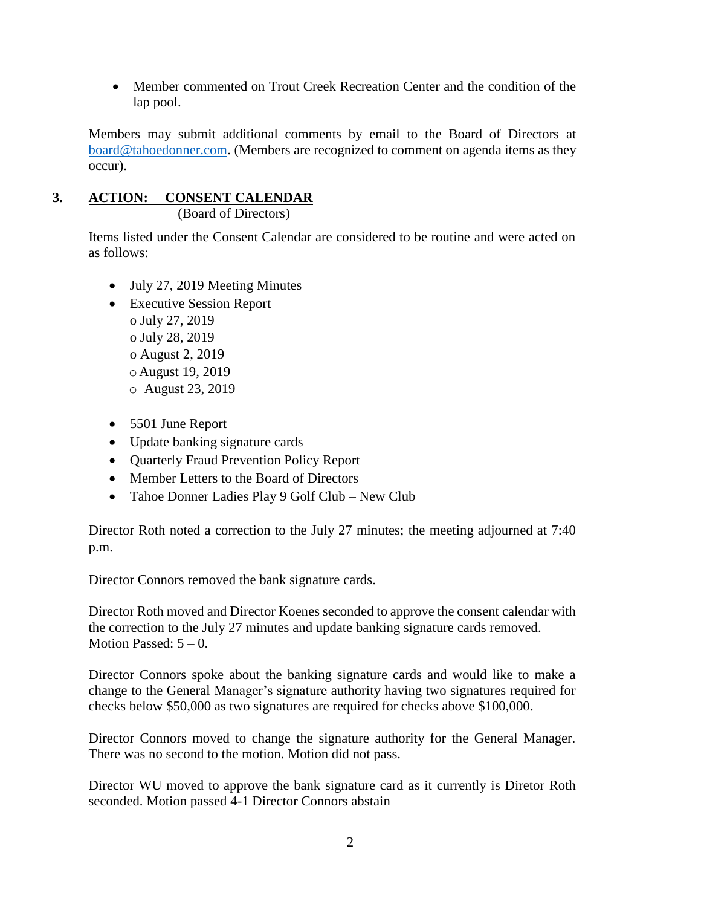- Member commented on Trout Creek Recreation Center and the condition of the lap pool.

Members may submit additional comments by email to the Board of Directors at board@tahoedonner.com. (Members are recognized to comment on agenda items as they occur).

## 3. ACTION: CONSENT CALENDAR

(Board of Directors)

Items listed under the Consent Calendar are considered to be routine and were acted on as follows:

- July 27, 2019 Meeting Minutes
- Executive Session Report
  - July 27, 2019
  - July 28, 2019
  - August 2, 2019
  - August 19, 2019
  - August 23, 2019
- 5501 June Report
- Update banking signature cards
- Quarterly Fraud Prevention Policy Report
- Member Letters to the Board of Directors
- Tahoe Donner Ladies Play 9 Golf Club – New Club

Director Roth noted a correction to the July 27 minutes; the meeting adjourned at 7:40 p.m.

Director Connors removed the bank signature cards.

Director Roth moved and Director Koenes seconded to approve the consent calendar with the correction to the July 27 minutes and update banking signature cards removed. Motion Passed: 5 – 0.

Director Connors spoke about the banking signature cards and would like to make a change to the General Manager's signature authority having two signatures required for checks below $50,000 as two signatures are required for checks above $100,000.

Director Connors moved to change the signature authority for the General Manager. There was no second to the motion. Motion did not pass.

Director WU moved to approve the bank signature card as it currently is Diretor Roth seconded. Motion passed 4-1 Director Connors abstain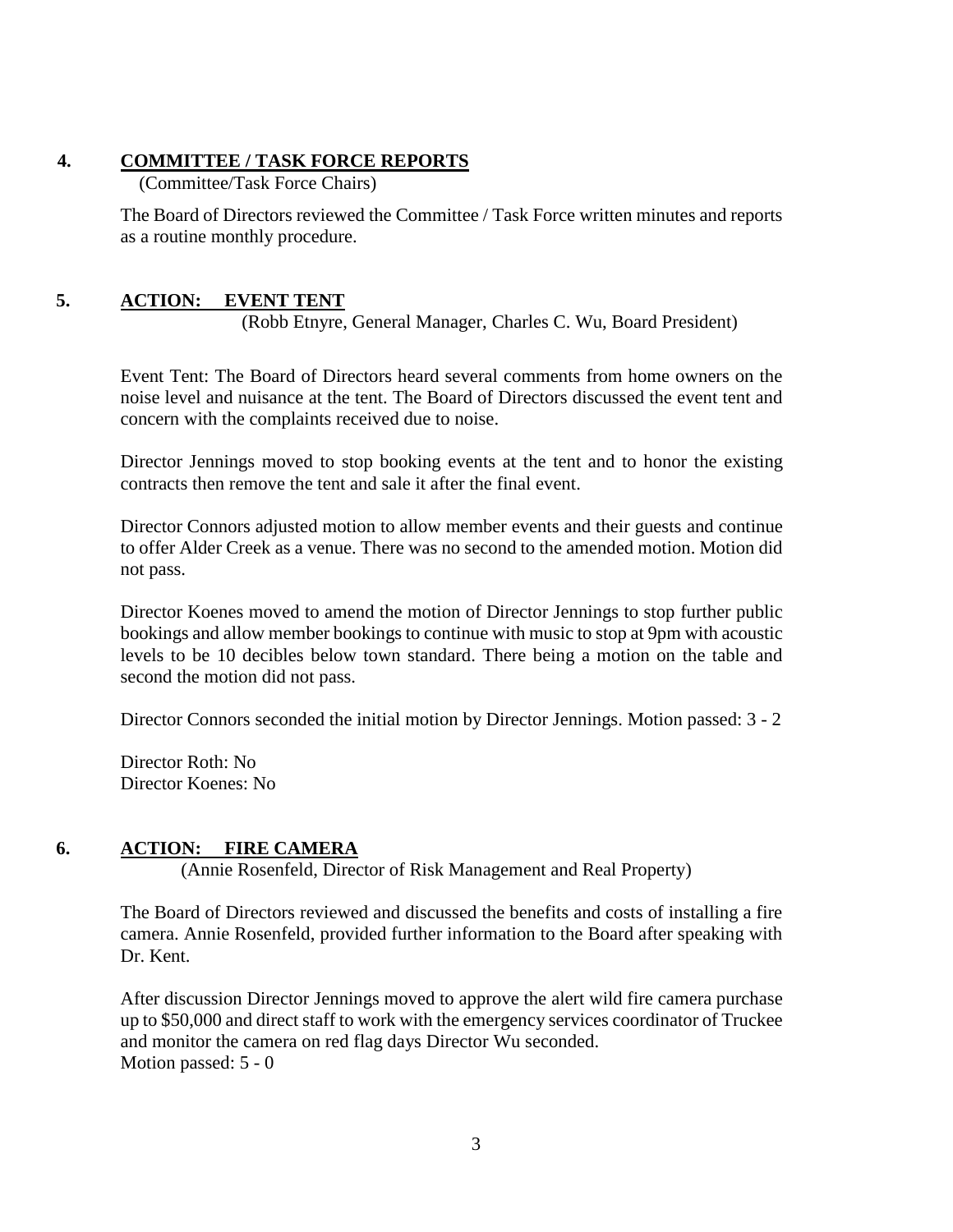## 4. COMMITTEE / TASK FORCE REPORTS

(Committee/Task Force Chairs)

The Board of Directors reviewed the Committee / Task Force written minutes and reports as a routine monthly procedure.

## 5. ACTION: EVENT TENT

(Robb Etnyre, General Manager, Charles C. Wu, Board President)

Event Tent: The Board of Directors heard several comments from home owners on the noise level and nuisance at the tent. The Board of Directors discussed the event tent and concern with the complaints received due to noise.

Director Jennings moved to stop booking events at the tent and to honor the existing contracts then remove the tent and sale it after the final event.

Director Connors adjusted motion to allow member events and their guests and continue to offer Alder Creek as a venue. There was no second to the amended motion. Motion did not pass.

Director Koenes moved to amend the motion of Director Jennings to stop further public bookings and allow member bookings to continue with music to stop at 9pm with acoustic levels to be 10 decibles below town standard. There being a motion on the table and second the motion did not pass.

Director Connors seconded the initial motion by Director Jennings. Motion passed: 3 - 2

Director Roth: No
Director Koenes: No

## 6. ACTION: FIRE CAMERA

(Annie Rosenfeld, Director of Risk Management and Real Property)

The Board of Directors reviewed and discussed the benefits and costs of installing a fire camera. Annie Rosenfeld, provided further information to the Board after speaking with Dr. Kent.

After discussion Director Jennings moved to approve the alert wild fire camera purchase up to $50,000 and direct staff to work with the emergency services coordinator of Truckee and monitor the camera on red flag days Director Wu seconded.
Motion passed: 5 - 0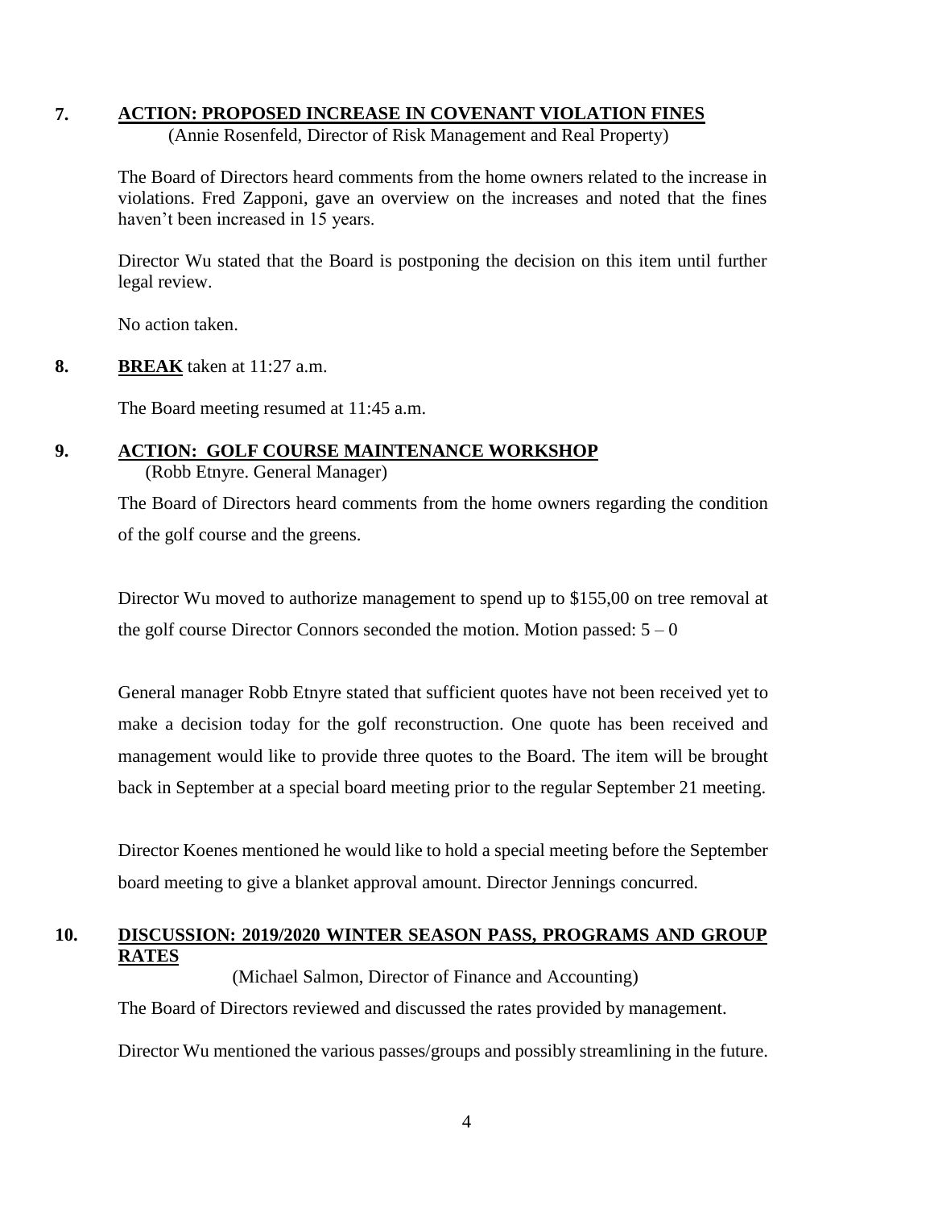## 7. ACTION: PROPOSED INCREASE IN COVENANT VIOLATION FINES

(Annie Rosenfeld, Director of Risk Management and Real Property)

The Board of Directors heard comments from the home owners related to the increase in violations. Fred Zapponi, gave an overview on the increases and noted that the fines haven't been increased in 15 years.

Director Wu stated that the Board is postponing the decision on this item until further legal review.

No action taken.

## 8. BREAK taken at 11:27 a.m.

The Board meeting resumed at 11:45 a.m.

## 9. ACTION: GOLF COURSE MAINTENANCE WORKSHOP

(Robb Etnyre. General Manager)

The Board of Directors heard comments from the home owners regarding the condition of the golf course and the greens.

Director Wu moved to authorize management to spend up to $155,00 on tree removal at the golf course Director Connors seconded the motion. Motion passed: 5 – 0

General manager Robb Etnyre stated that sufficient quotes have not been received yet to make a decision today for the golf reconstruction. One quote has been received and management would like to provide three quotes to the Board. The item will be brought back in September at a special board meeting prior to the regular September 21 meeting.

Director Koenes mentioned he would like to hold a special meeting before the September board meeting to give a blanket approval amount. Director Jennings concurred.

## 10. DISCUSSION: 2019/2020 WINTER SEASON PASS, PROGRAMS AND GROUP RATES

(Michael Salmon, Director of Finance and Accounting)

The Board of Directors reviewed and discussed the rates provided by management.

Director Wu mentioned the various passes/groups and possibly streamlining in the future.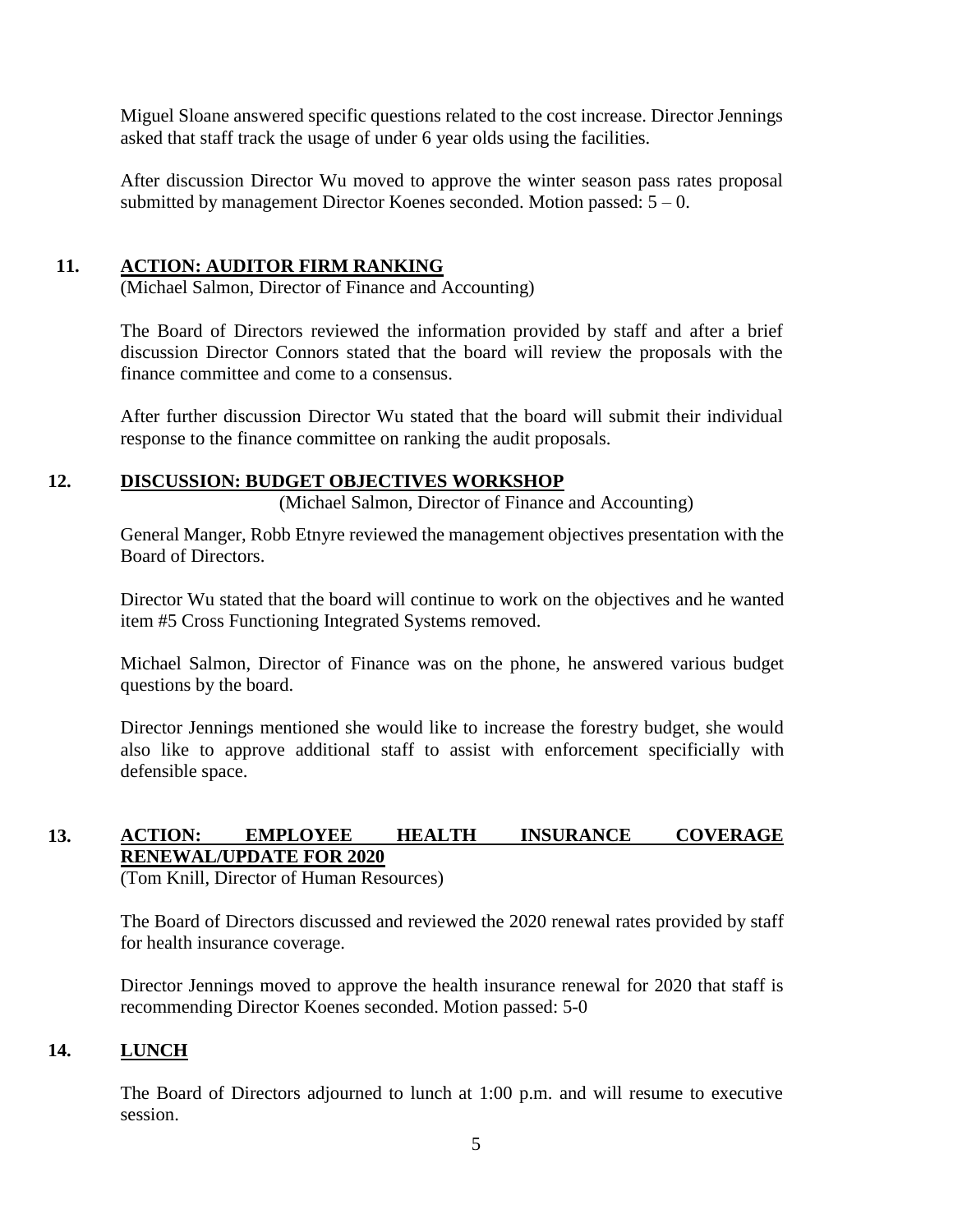Miguel Sloane answered specific questions related to the cost increase. Director Jennings asked that staff track the usage of under 6 year olds using the facilities.

After discussion Director Wu moved to approve the winter season pass rates proposal submitted by management Director Koenes seconded. Motion passed: 5 – 0.

## 11. ACTION: AUDITOR FIRM RANKING

(Michael Salmon, Director of Finance and Accounting)

The Board of Directors reviewed the information provided by staff and after a brief discussion Director Connors stated that the board will review the proposals with the finance committee and come to a consensus.

After further discussion Director Wu stated that the board will submit their individual response to the finance committee on ranking the audit proposals.

## 12. DISCUSSION: BUDGET OBJECTIVES WORKSHOP

(Michael Salmon, Director of Finance and Accounting)

General Manger, Robb Etnyre reviewed the management objectives presentation with the Board of Directors.

Director Wu stated that the board will continue to work on the objectives and he wanted item #5 Cross Functioning Integrated Systems removed.

Michael Salmon, Director of Finance was on the phone, he answered various budget questions by the board.

Director Jennings mentioned she would like to increase the forestry budget, she would also like to approve additional staff to assist with enforcement specificially with defensible space.

## 13. ACTION: EMPLOYEE HEALTH INSURANCE COVERAGE RENEWAL/UPDATE FOR 2020

(Tom Knill, Director of Human Resources)

The Board of Directors discussed and reviewed the 2020 renewal rates provided by staff for health insurance coverage.

Director Jennings moved to approve the health insurance renewal for 2020 that staff is recommending Director Koenes seconded. Motion passed: 5-0

## 14. LUNCH

The Board of Directors adjourned to lunch at 1:00 p.m. and will resume to executive session.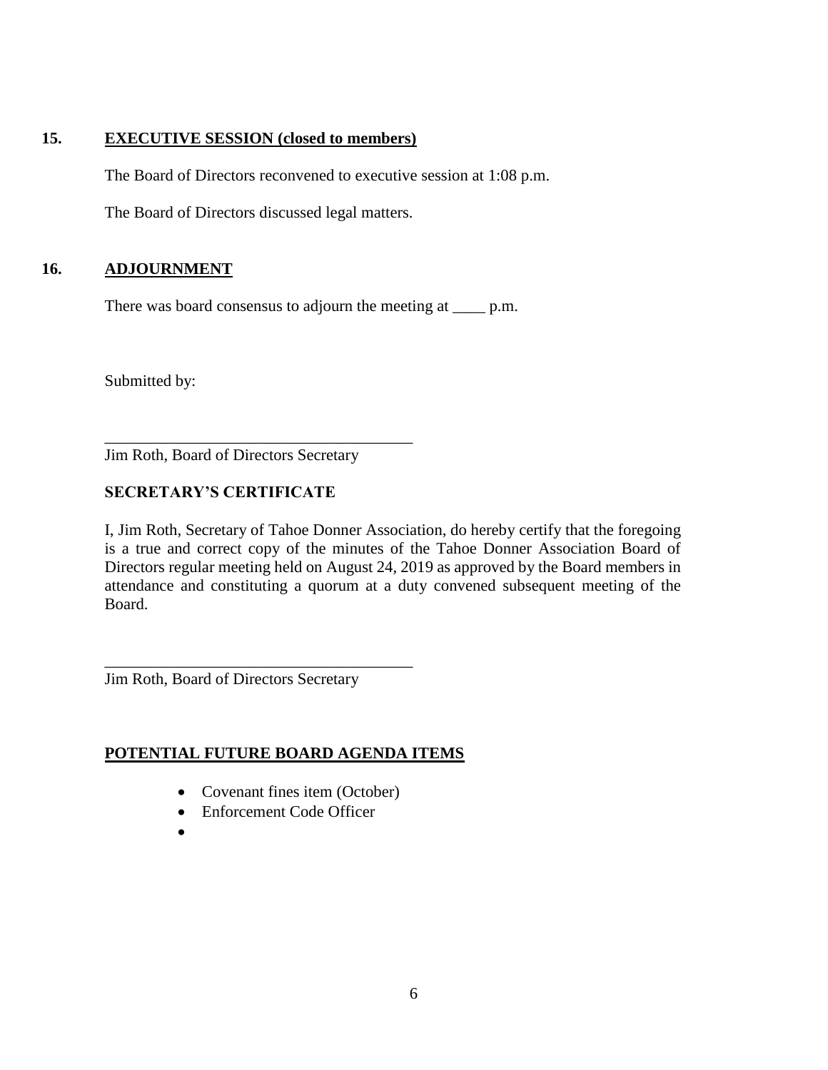## 15. EXECUTIVE SESSION (closed to members)

The Board of Directors reconvened to executive session at 1:08 p.m.

The Board of Directors discussed legal matters.

## 16. ADJOURNMENT

There was board consensus to adjourn the meeting at ____ p.m.

Submitted by:

\_\_\_\_\_\_\_\_\_\_\_\_\_\_\_\_\_\_\_\_\_\_\_\_\_\_\_\_\_\_\_\_\_\_\_\_\_\_\_
Jim Roth, Board of Directors Secretary

**SECRETARY'S CERTIFICATE**

I, Jim Roth, Secretary of Tahoe Donner Association, do hereby certify that the foregoing is a true and correct copy of the minutes of the Tahoe Donner Association Board of Directors regular meeting held on August 24, 2019 as approved by the Board members in attendance and constituting a quorum at a duty convened subsequent meeting of the Board.

\_\_\_\_\_\_\_\_\_\_\_\_\_\_\_\_\_\_\_\_\_\_\_\_\_\_\_\_\_\_\_\_\_\_\_\_\_\_\_
Jim Roth, Board of Directors Secretary

## POTENTIAL FUTURE BOARD AGENDA ITEMS

- Covenant fines item (October)
- Enforcement Code Officer
-